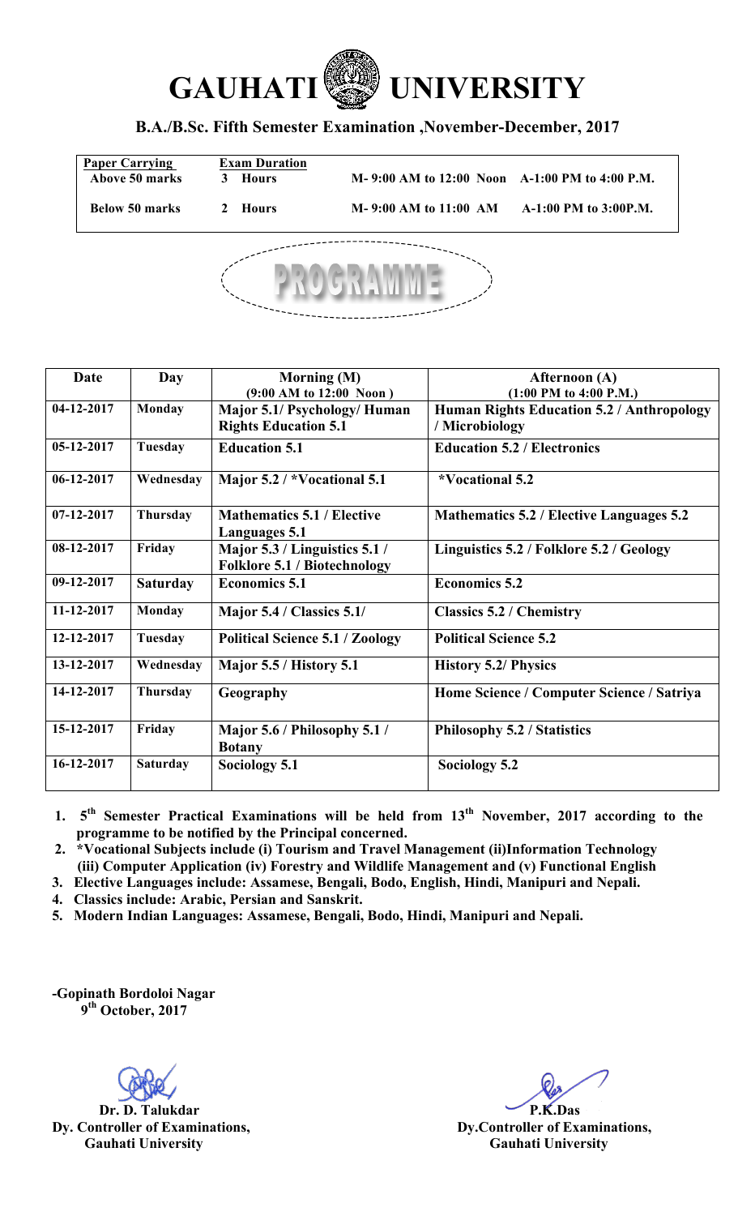# GAUHATI UNIVERSITY

## B.A./B.Sc. Fifth Semester Examination ,November-December, 2017

| Paper Carrying | Exam Duration | | |
|---|---|---|---|
| Above 50 marks | 3 Hours | M- 9:00 AM to 12:00 Noon | A-1:00 PM to 4:00 P.M. |
| Below 50 marks | 2 Hours | M- 9:00 AM to 11:00 AM | A-1:00 PM to 3:00P.M. |

## PROGRAMME

| Date | Day | Morning (M) (9:00 AM to 12:00 Noon ) | Afternoon (A) (1:00 PM to 4:00 P.M.) |
|---|---|---|---|
| 04-12-2017 | Monday | Major 5.1/ Psychology/ Human Rights Education 5.1 | Human Rights Education 5.2 / Anthropology / Microbiology |
| 05-12-2017 | Tuesday | Education 5.1 | Education 5.2 / Electronics |
| 06-12-2017 | Wednesday | Major 5.2 / *Vocational 5.1 | *Vocational 5.2 |
| 07-12-2017 | Thursday | Mathematics 5.1 / Elective Languages 5.1 | Mathematics 5.2 / Elective Languages 5.2 |
| 08-12-2017 | Friday | Major 5.3 / Linguistics 5.1 / Folklore 5.1 / Biotechnology | Linguistics 5.2 / Folklore 5.2 / Geology |
| 09-12-2017 | Saturday | Economics 5.1 | Economics 5.2 |
| 11-12-2017 | Monday | Major 5.4 / Classics 5.1/ | Classics 5.2 / Chemistry |
| 12-12-2017 | Tuesday | Political Science 5.1 / Zoology | Political Science 5.2 |
| 13-12-2017 | Wednesday | Major 5.5 / History 5.1 | History 5.2/ Physics |
| 14-12-2017 | Thursday | Geography | Home Science / Computer Science / Satriya |
| 15-12-2017 | Friday | Major 5.6 / Philosophy 5.1 / Botany | Philosophy 5.2 / Statistics |
| 16-12-2017 | Saturday | Sociology 5.1 | Sociology 5.2 |

1. 5th Semester Practical Examinations will be held from 13th November, 2017 according to the programme to be notified by the Principal concerned.
2. *Vocational Subjects include (i) Tourism and Travel Management (ii)Information Technology (iii) Computer Application (iv) Forestry and Wildlife Management and (v) Functional English
3. Elective Languages include: Assamese, Bengali, Bodo, English, Hindi, Manipuri and Nepali.
4. Classics include: Arabic, Persian and Sanskrit.
5. Modern Indian Languages: Assamese, Bengali, Bodo, Hindi, Manipuri and Nepali.

-Gopinath Bordoloi Nagar
9th October, 2017

**Dr. D. Talukdar**
Dy. Controller of Examinations,
Gauhati University

**P.K.Das**
Dy.Controller of Examinations,
Gauhati University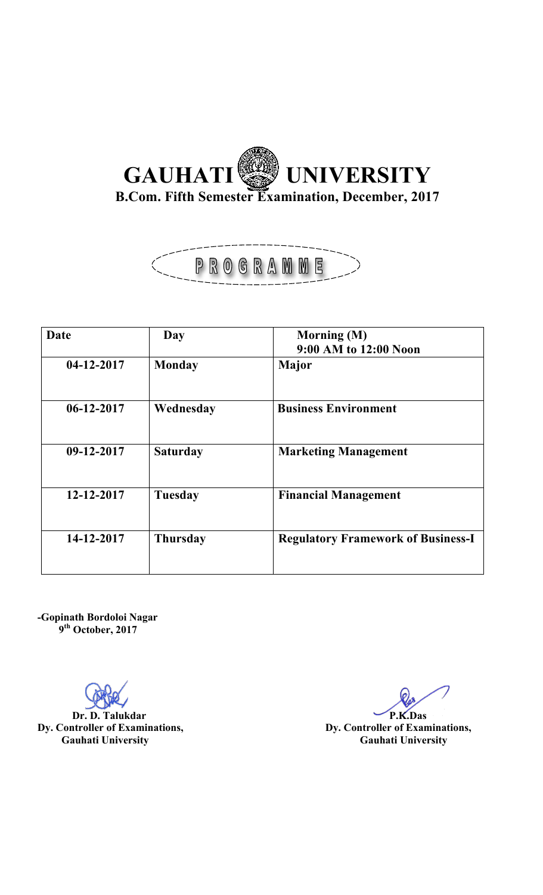# GAUHATI UNIVERSITY

## B.Com. Fifth Semester Examination, December, 2017

### PROGRAMME

| Date | Day | Morning (M) 9:00 AM to 12:00 Noon |
|---|---|---|
| 04-12-2017 | Monday | Major |
| 06-12-2017 | Wednesday | Business Environment |
| 09-12-2017 | Saturday | Marketing Management |
| 12-12-2017 | Tuesday | Financial Management |
| 14-12-2017 | Thursday | Regulatory Framework of Business-I |

**-Gopinath Bordoloi Nagar**
**9th October, 2017**

**Dr. D. Talukdar**
**Dy. Controller of Examinations,**
**Gauhati University**

**P.K.Das**
**Dy. Controller of Examinations,**
**Gauhati University**